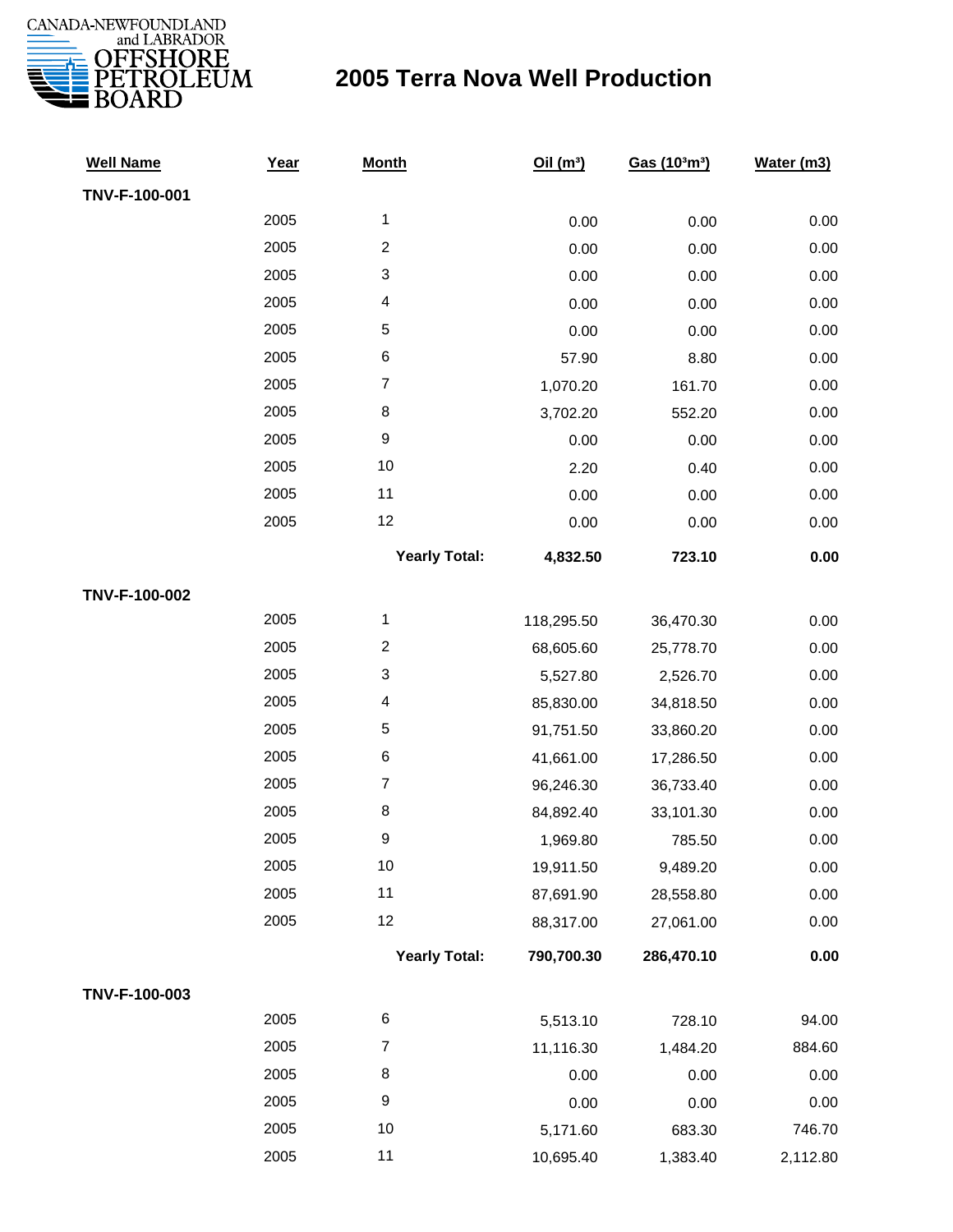CANADA-NEWFOUNDLAND and LABRADOR OFFSHORE PETROLEUM BOARD

# 2005 Terra Nova Well Production

| Well Name | Year | Month | Oil ($m^3$) | Gas ($10^3m^3$) | Water (m3) |
|---|---|---|---|---|---|
| **TNV-F-100-001** | | | | | |
| | 2005 | 1 | 0.00 | 0.00 | 0.00 |
| | 2005 | 2 | 0.00 | 0.00 | 0.00 |
| | 2005 | 3 | 0.00 | 0.00 | 0.00 |
| | 2005 | 4 | 0.00 | 0.00 | 0.00 |
| | 2005 | 5 | 0.00 | 0.00 | 0.00 |
| | 2005 | 6 | 57.90 | 8.80 | 0.00 |
| | 2005 | 7 | 1,070.20 | 161.70 | 0.00 |
| | 2005 | 8 | 3,702.20 | 552.20 | 0.00 |
| | 2005 | 9 | 0.00 | 0.00 | 0.00 |
| | 2005 | 10 | 2.20 | 0.40 | 0.00 |
| | 2005 | 11 | 0.00 | 0.00 | 0.00 |
| | 2005 | 12 | 0.00 | 0.00 | 0.00 |
| | | **Yearly Total:** | **4,832.50** | **723.10** | **0.00** |
| **TNV-F-100-002** | | | | | |
| | 2005 | 1 | 118,295.50 | 36,470.30 | 0.00 |
| | 2005 | 2 | 68,605.60 | 25,778.70 | 0.00 |
| | 2005 | 3 | 5,527.80 | 2,526.70 | 0.00 |
| | 2005 | 4 | 85,830.00 | 34,818.50 | 0.00 |
| | 2005 | 5 | 91,751.50 | 33,860.20 | 0.00 |
| | 2005 | 6 | 41,661.00 | 17,286.50 | 0.00 |
| | 2005 | 7 | 96,246.30 | 36,733.40 | 0.00 |
| | 2005 | 8 | 84,892.40 | 33,101.30 | 0.00 |
| | 2005 | 9 | 1,969.80 | 785.50 | 0.00 |
| | 2005 | 10 | 19,911.50 | 9,489.20 | 0.00 |
| | 2005 | 11 | 87,691.90 | 28,558.80 | 0.00 |
| | 2005 | 12 | 88,317.00 | 27,061.00 | 0.00 |
| | | **Yearly Total:** | **790,700.30** | **286,470.10** | **0.00** |
| **TNV-F-100-003** | | | | | |
| | 2005 | 6 | 5,513.10 | 728.10 | 94.00 |
| | 2005 | 7 | 11,116.30 | 1,484.20 | 884.60 |
| | 2005 | 8 | 0.00 | 0.00 | 0.00 |
| | 2005 | 9 | 0.00 | 0.00 | 0.00 |
| | 2005 | 10 | 5,171.60 | 683.30 | 746.70 |
| | 2005 | 11 | 10,695.40 | 1,383.40 | 2,112.80 |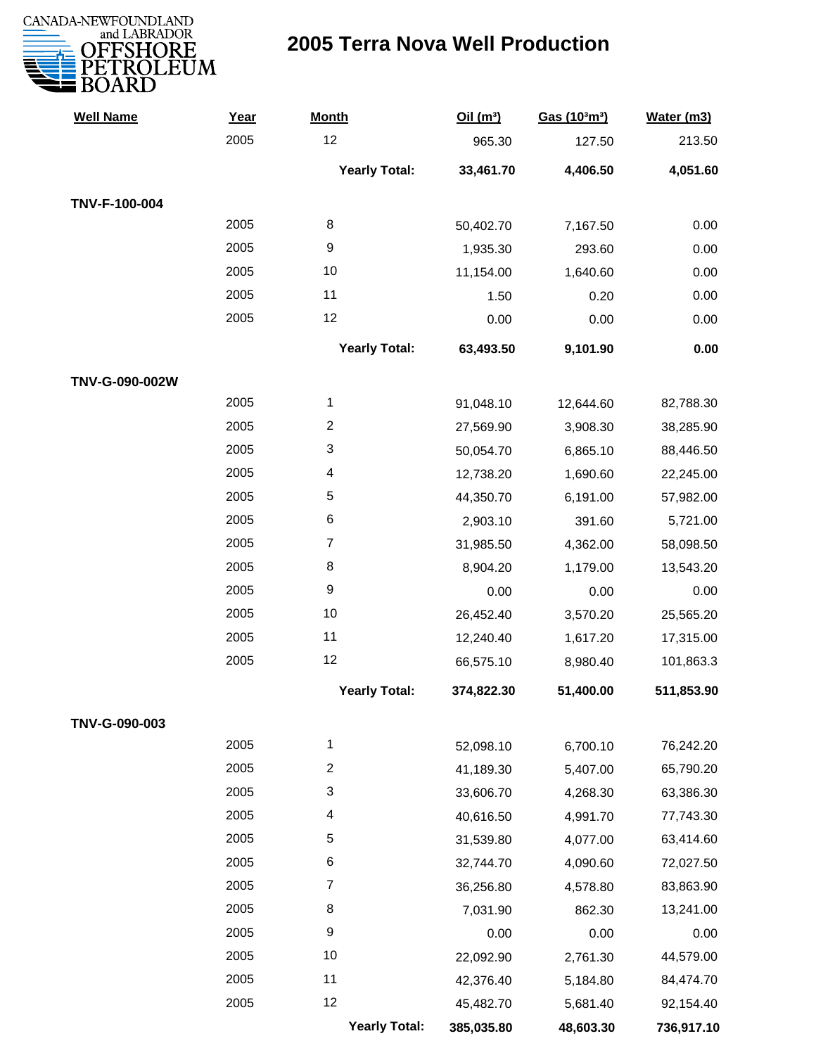CANADA-NEWFOUNDLAND and LABRADOR OFFSHORE PETROLEUM BOARD

# 2005 Terra Nova Well Production

| Well Name | Year | Month | Oil ($m^3$) | Gas ($10^3m^3$) | Water (m3) |
|---|---|---|---|---|---|
| | 2005 | 12 | 965.30 | 127.50 | 213.50 |
| | | **Yearly Total:** | **33,461.70** | **4,406.50** | **4,051.60** |
| **TNV-F-100-004** | | | | | |
| | 2005 | 8 | 50,402.70 | 7,167.50 | 0.00 |
| | 2005 | 9 | 1,935.30 | 293.60 | 0.00 |
| | 2005 | 10 | 11,154.00 | 1,640.60 | 0.00 |
| | 2005 | 11 | 1.50 | 0.20 | 0.00 |
| | 2005 | 12 | 0.00 | 0.00 | 0.00 |
| | | **Yearly Total:** | **63,493.50** | **9,101.90** | **0.00** |
| **TNV-G-090-002W** | | | | | |
| | 2005 | 1 | 91,048.10 | 12,644.60 | 82,788.30 |
| | 2005 | 2 | 27,569.90 | 3,908.30 | 38,285.90 |
| | 2005 | 3 | 50,054.70 | 6,865.10 | 88,446.50 |
| | 2005 | 4 | 12,738.20 | 1,690.60 | 22,245.00 |
| | 2005 | 5 | 44,350.70 | 6,191.00 | 57,982.00 |
| | 2005 | 6 | 2,903.10 | 391.60 | 5,721.00 |
| | 2005 | 7 | 31,985.50 | 4,362.00 | 58,098.50 |
| | 2005 | 8 | 8,904.20 | 1,179.00 | 13,543.20 |
| | 2005 | 9 | 0.00 | 0.00 | 0.00 |
| | 2005 | 10 | 26,452.40 | 3,570.20 | 25,565.20 |
| | 2005 | 11 | 12,240.40 | 1,617.20 | 17,315.00 |
| | 2005 | 12 | 66,575.10 | 8,980.40 | 101,863.3 |
| | | **Yearly Total:** | **374,822.30** | **51,400.00** | **511,853.90** |
| **TNV-G-090-003** | | | | | |
| | 2005 | 1 | 52,098.10 | 6,700.10 | 76,242.20 |
| | 2005 | 2 | 41,189.30 | 5,407.00 | 65,790.20 |
| | 2005 | 3 | 33,606.70 | 4,268.30 | 63,386.30 |
| | 2005 | 4 | 40,616.50 | 4,991.70 | 77,743.30 |
| | 2005 | 5 | 31,539.80 | 4,077.00 | 63,414.60 |
| | 2005 | 6 | 32,744.70 | 4,090.60 | 72,027.50 |
| | 2005 | 7 | 36,256.80 | 4,578.80 | 83,863.90 |
| | 2005 | 8 | 7,031.90 | 862.30 | 13,241.00 |
| | 2005 | 9 | 0.00 | 0.00 | 0.00 |
| | 2005 | 10 | 22,092.90 | 2,761.30 | 44,579.00 |
| | 2005 | 11 | 42,376.40 | 5,184.80 | 84,474.70 |
| | 2005 | 12 | 45,482.70 | 5,681.40 | 92,154.40 |
| | | **Yearly Total:** | **385,035.80** | **48,603.30** | **736,917.10** |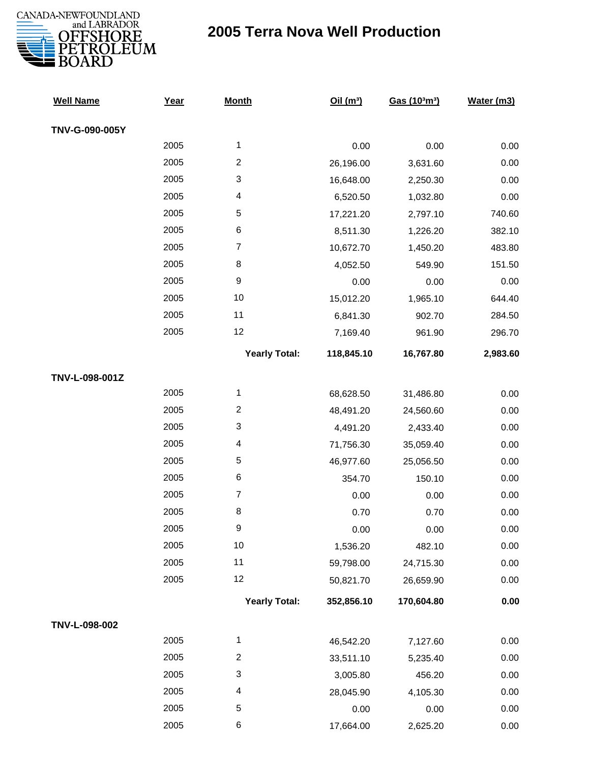# 2005 Terra Nova Well Production

| Well Name | Year | Month | Oil ($m^3$) | Gas ($10^3m^3$) | Water (m3) |
|---|---|---|---|---|---|
| **TNV-G-090-005Y** | | | | | |
| | 2005 | 1 | 0.00 | 0.00 | 0.00 |
| | 2005 | 2 | 26,196.00 | 3,631.60 | 0.00 |
| | 2005 | 3 | 16,648.00 | 2,250.30 | 0.00 |
| | 2005 | 4 | 6,520.50 | 1,032.80 | 0.00 |
| | 2005 | 5 | 17,221.20 | 2,797.10 | 740.60 |
| | 2005 | 6 | 8,511.30 | 1,226.20 | 382.10 |
| | 2005 | 7 | 10,672.70 | 1,450.20 | 483.80 |
| | 2005 | 8 | 4,052.50 | 549.90 | 151.50 |
| | 2005 | 9 | 0.00 | 0.00 | 0.00 |
| | 2005 | 10 | 15,012.20 | 1,965.10 | 644.40 |
| | 2005 | 11 | 6,841.30 | 902.70 | 284.50 |
| | 2005 | 12 | 7,169.40 | 961.90 | 296.70 |
| | | **Yearly Total:** | **118,845.10** | **16,767.80** | **2,983.60** |
| **TNV-L-098-001Z** | | | | | |
| | 2005 | 1 | 68,628.50 | 31,486.80 | 0.00 |
| | 2005 | 2 | 48,491.20 | 24,560.60 | 0.00 |
| | 2005 | 3 | 4,491.20 | 2,433.40 | 0.00 |
| | 2005 | 4 | 71,756.30 | 35,059.40 | 0.00 |
| | 2005 | 5 | 46,977.60 | 25,056.50 | 0.00 |
| | 2005 | 6 | 354.70 | 150.10 | 0.00 |
| | 2005 | 7 | 0.00 | 0.00 | 0.00 |
| | 2005 | 8 | 0.70 | 0.70 | 0.00 |
| | 2005 | 9 | 0.00 | 0.00 | 0.00 |
| | 2005 | 10 | 1,536.20 | 482.10 | 0.00 |
| | 2005 | 11 | 59,798.00 | 24,715.30 | 0.00 |
| | 2005 | 12 | 50,821.70 | 26,659.90 | 0.00 |
| | | **Yearly Total:** | **352,856.10** | **170,604.80** | **0.00** |
| **TNV-L-098-002** | | | | | |
| | 2005 | 1 | 46,542.20 | 7,127.60 | 0.00 |
| | 2005 | 2 | 33,511.10 | 5,235.40 | 0.00 |
| | 2005 | 3 | 3,005.80 | 456.20 | 0.00 |
| | 2005 | 4 | 28,045.90 | 4,105.30 | 0.00 |
| | 2005 | 5 | 0.00 | 0.00 | 0.00 |
| | 2005 | 6 | 17,664.00 | 2,625.20 | 0.00 |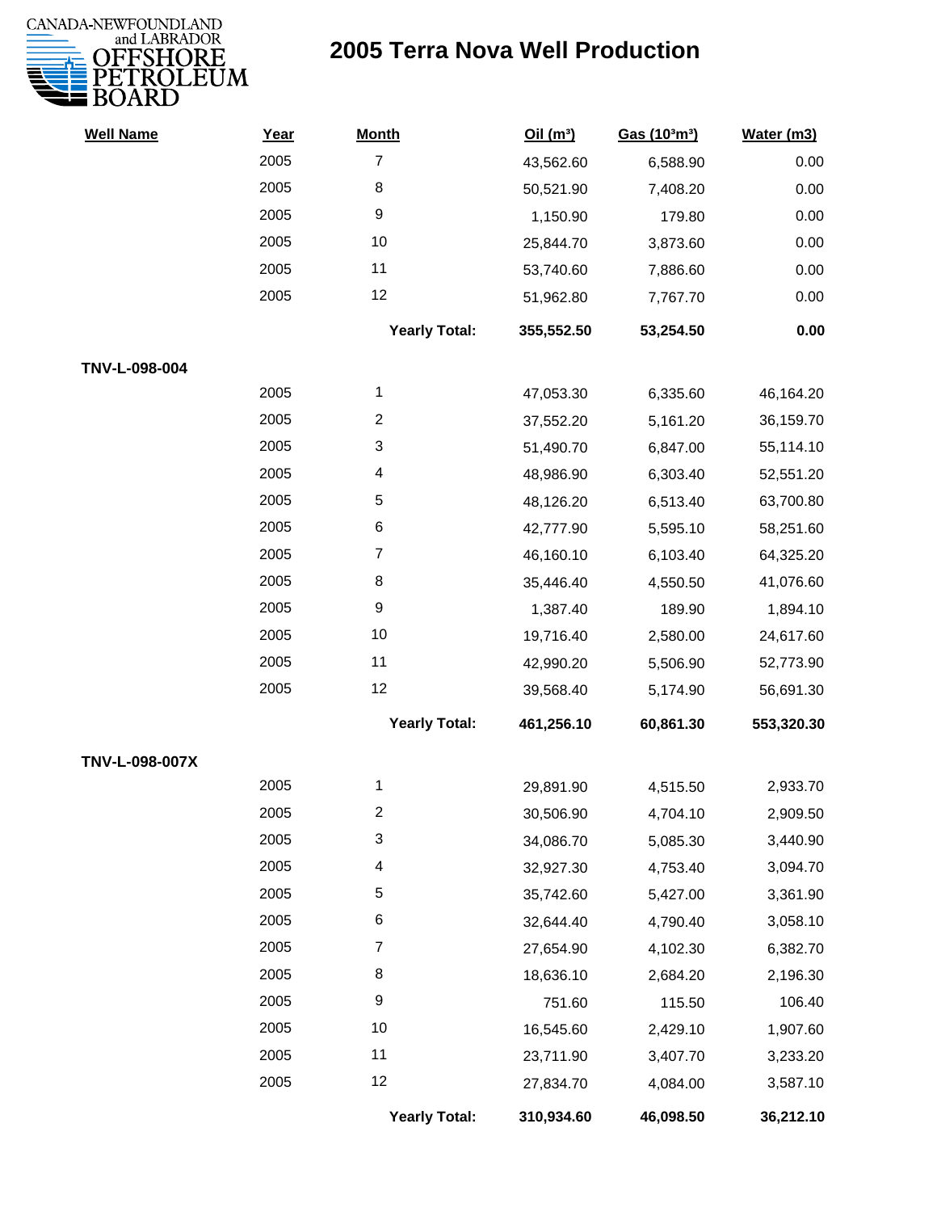# 2005 Terra Nova Well Production

| Well Name | Year | Month | Oil ($m^3$) | Gas ($10^3m^3$) | Water (m3) |
|---|---|---|---|---|---|
| | 2005 | 7 | 43,562.60 | 6,588.90 | 0.00 |
| | 2005 | 8 | 50,521.90 | 7,408.20 | 0.00 |
| | 2005 | 9 | 1,150.90 | 179.80 | 0.00 |
| | 2005 | 10 | 25,844.70 | 3,873.60 | 0.00 |
| | 2005 | 11 | 53,740.60 | 7,886.60 | 0.00 |
| | 2005 | 12 | 51,962.80 | 7,767.70 | 0.00 |
| | | **Yearly Total:** | **355,552.50** | **53,254.50** | **0.00** |
| **TNV-L-098-004** | | | | | |
| | 2005 | 1 | 47,053.30 | 6,335.60 | 46,164.20 |
| | 2005 | 2 | 37,552.20 | 5,161.20 | 36,159.70 |
| | 2005 | 3 | 51,490.70 | 6,847.00 | 55,114.10 |
| | 2005 | 4 | 48,986.90 | 6,303.40 | 52,551.20 |
| | 2005 | 5 | 48,126.20 | 6,513.40 | 63,700.80 |
| | 2005 | 6 | 42,777.90 | 5,595.10 | 58,251.60 |
| | 2005 | 7 | 46,160.10 | 6,103.40 | 64,325.20 |
| | 2005 | 8 | 35,446.40 | 4,550.50 | 41,076.60 |
| | 2005 | 9 | 1,387.40 | 189.90 | 1,894.10 |
| | 2005 | 10 | 19,716.40 | 2,580.00 | 24,617.60 |
| | 2005 | 11 | 42,990.20 | 5,506.90 | 52,773.90 |
| | 2005 | 12 | 39,568.40 | 5,174.90 | 56,691.30 |
| | | **Yearly Total:** | **461,256.10** | **60,861.30** | **553,320.30** |
| **TNV-L-098-007X** | | | | | |
| | 2005 | 1 | 29,891.90 | 4,515.50 | 2,933.70 |
| | 2005 | 2 | 30,506.90 | 4,704.10 | 2,909.50 |
| | 2005 | 3 | 34,086.70 | 5,085.30 | 3,440.90 |
| | 2005 | 4 | 32,927.30 | 4,753.40 | 3,094.70 |
| | 2005 | 5 | 35,742.60 | 5,427.00 | 3,361.90 |
| | 2005 | 6 | 32,644.40 | 4,790.40 | 3,058.10 |
| | 2005 | 7 | 27,654.90 | 4,102.30 | 6,382.70 |
| | 2005 | 8 | 18,636.10 | 2,684.20 | 2,196.30 |
| | 2005 | 9 | 751.60 | 115.50 | 106.40 |
| | 2005 | 10 | 16,545.60 | 2,429.10 | 1,907.60 |
| | 2005 | 11 | 23,711.90 | 3,407.70 | 3,233.20 |
| | 2005 | 12 | 27,834.70 | 4,084.00 | 3,587.10 |
| | | **Yearly Total:** | **310,934.60** | **46,098.50** | **36,212.10** |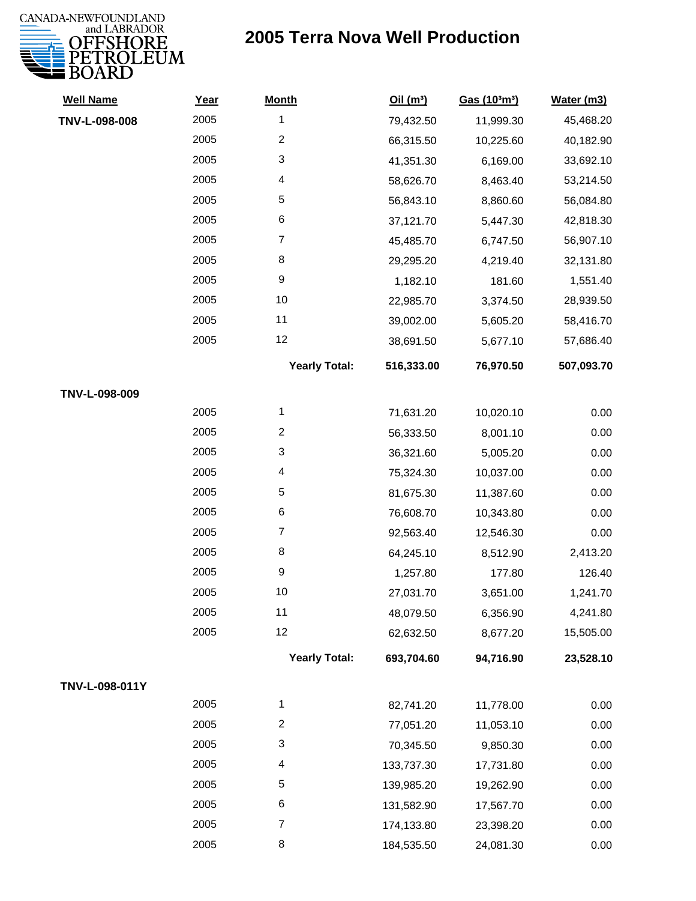CANADA-NEWFOUNDLAND and LABRADOR OFFSHORE PETROLEUM BOARD

# 2005 Terra Nova Well Production

| Well Name | Year | Month | Oil ($m^3$) | Gas ($10^3m^3$) | Water (m3) |
|---|---|---|---|---|---|
| TNV-L-098-008 | 2005 | 1 | 79,432.50 | 11,999.30 | 45,468.20 |
| | 2005 | 2 | 66,315.50 | 10,225.60 | 40,182.90 |
| | 2005 | 3 | 41,351.30 | 6,169.00 | 33,692.10 |
| | 2005 | 4 | 58,626.70 | 8,463.40 | 53,214.50 |
| | 2005 | 5 | 56,843.10 | 8,860.60 | 56,084.80 |
| | 2005 | 6 | 37,121.70 | 5,447.30 | 42,818.30 |
| | 2005 | 7 | 45,485.70 | 6,747.50 | 56,907.10 |
| | 2005 | 8 | 29,295.20 | 4,219.40 | 32,131.80 |
| | 2005 | 9 | 1,182.10 | 181.60 | 1,551.40 |
| | 2005 | 10 | 22,985.70 | 3,374.50 | 28,939.50 |
| | 2005 | 11 | 39,002.00 | 5,605.20 | 58,416.70 |
| | 2005 | 12 | 38,691.50 | 5,677.10 | 57,686.40 |
| | | **Yearly Total:** | **516,333.00** | **76,970.50** | **507,093.70** |
| TNV-L-098-009 | | | | | |
| | 2005 | 1 | 71,631.20 | 10,020.10 | 0.00 |
| | 2005 | 2 | 56,333.50 | 8,001.10 | 0.00 |
| | 2005 | 3 | 36,321.60 | 5,005.20 | 0.00 |
| | 2005 | 4 | 75,324.30 | 10,037.00 | 0.00 |
| | 2005 | 5 | 81,675.30 | 11,387.60 | 0.00 |
| | 2005 | 6 | 76,608.70 | 10,343.80 | 0.00 |
| | 2005 | 7 | 92,563.40 | 12,546.30 | 0.00 |
| | 2005 | 8 | 64,245.10 | 8,512.90 | 2,413.20 |
| | 2005 | 9 | 1,257.80 | 177.80 | 126.40 |
| | 2005 | 10 | 27,031.70 | 3,651.00 | 1,241.70 |
| | 2005 | 11 | 48,079.50 | 6,356.90 | 4,241.80 |
| | 2005 | 12 | 62,632.50 | 8,677.20 | 15,505.00 |
| | | **Yearly Total:** | **693,704.60** | **94,716.90** | **23,528.10** |
| TNV-L-098-011Y | | | | | |
| | 2005 | 1 | 82,741.20 | 11,778.00 | 0.00 |
| | 2005 | 2 | 77,051.20 | 11,053.10 | 0.00 |
| | 2005 | 3 | 70,345.50 | 9,850.30 | 0.00 |
| | 2005 | 4 | 133,737.30 | 17,731.80 | 0.00 |
| | 2005 | 5 | 139,985.20 | 19,262.90 | 0.00 |
| | 2005 | 6 | 131,582.90 | 17,567.70 | 0.00 |
| | 2005 | 7 | 174,133.80 | 23,398.20 | 0.00 |
| | 2005 | 8 | 184,535.50 | 24,081.30 | 0.00 |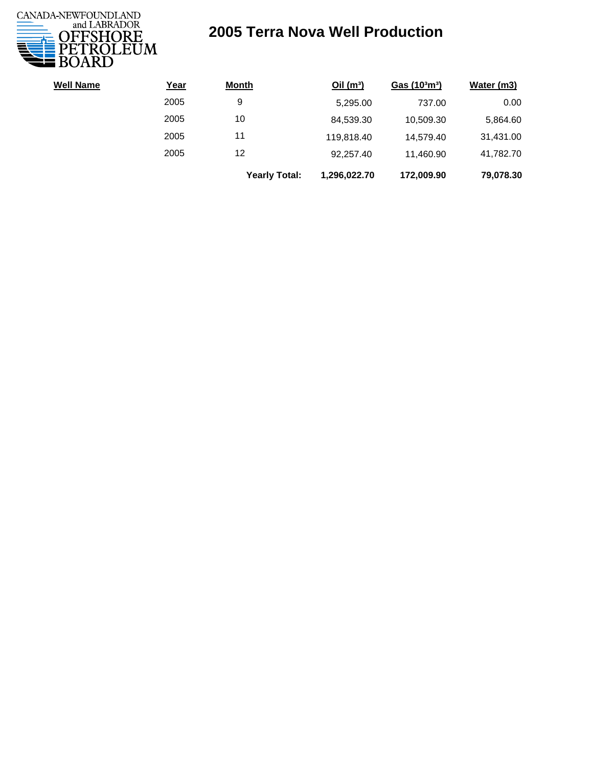CANADA-NEWFOUNDLAND and LABRADOR OFFSHORE PETROLEUM BOARD

# 2005 Terra Nova Well Production

| Well Name | Year | Month | Oil ($m^3$) | Gas ($10^3m^3$) | Water (m3) |
|---|---|---|---|---|---|
| | 2005 | 9 | 5,295.00 | 737.00 | 0.00 |
| | 2005 | 10 | 84,539.30 | 10,509.30 | 5,864.60 |
| | 2005 | 11 | 119,818.40 | 14,579.40 | 31,431.00 |
| | 2005 | 12 | 92,257.40 | 11,460.90 | 41,782.70 |
| | | **Yearly Total:** | **1,296,022.70** | **172,009.90** | **79,078.30** |